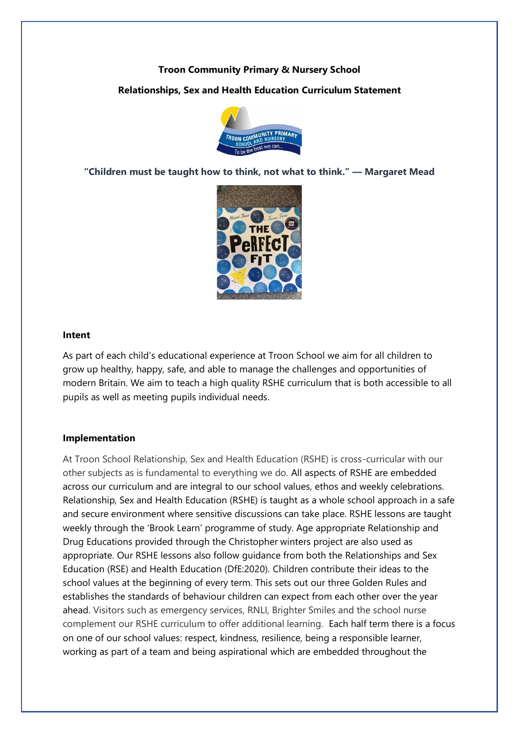**Troon Community Primary & Nursery School**

**Relationships, Sex and Health Education Curriculum Statement**

**"Children must be taught how to think, not what to think." — Margaret Mead**

**Intent**

As part of each child's educational experience at Troon School we aim for all children to grow up healthy, happy, safe, and able to manage the challenges and opportunities of modern Britain. We aim to teach a high quality RSHE curriculum that is both accessible to all pupils as well as meeting pupils individual needs.

**Implementation**

At Troon School Relationship, Sex and Health Education (RSHE) is cross-curricular with our other subjects as is fundamental to everything we do. All aspects of RSHE are embedded across our curriculum and are integral to our school values, ethos and weekly celebrations. Relationship, Sex and Health Education (RSHE) is taught as a whole school approach in a safe and secure environment where sensitive discussions can take place. RSHE lessons are taught weekly through the 'Brook Learn' programme of study. Age appropriate Relationship and Drug Educations provided through the Christopher winters project are also used as appropriate. Our RSHE lessons also follow guidance from both the Relationships and Sex Education (RSE) and Health Education (DfE:2020). Children contribute their ideas to the school values at the beginning of every term. This sets out our three Golden Rules and establishes the standards of behaviour children can expect from each other over the year ahead. Visitors such as emergency services, RNLI, Brighter Smiles and the school nurse complement our RSHE curriculum to offer additional learning. Each half term there is a focus on one of our school values: respect, kindness, resilience, being a responsible learner, working as part of a team and being aspirational which are embedded throughout the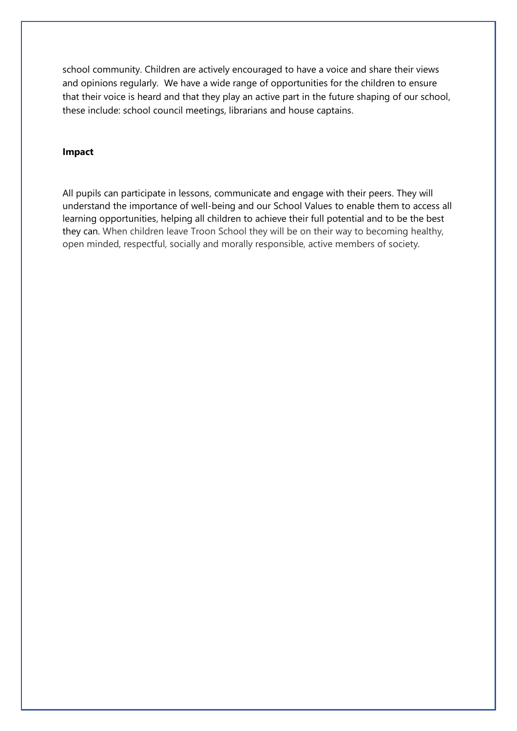school community. Children are actively encouraged to have a voice and share their views and opinions regularly. We have a wide range of opportunities for the children to ensure that their voice is heard and that they play an active part in the future shaping of our school, these include: school council meetings, librarians and house captains.

**Impact**

All pupils can participate in lessons, communicate and engage with their peers. They will understand the importance of well-being and our School Values to enable them to access all learning opportunities, helping all children to achieve their full potential and to be the best they can. When children leave Troon School they will be on their way to becoming healthy, open minded, respectful, socially and morally responsible, active members of society.